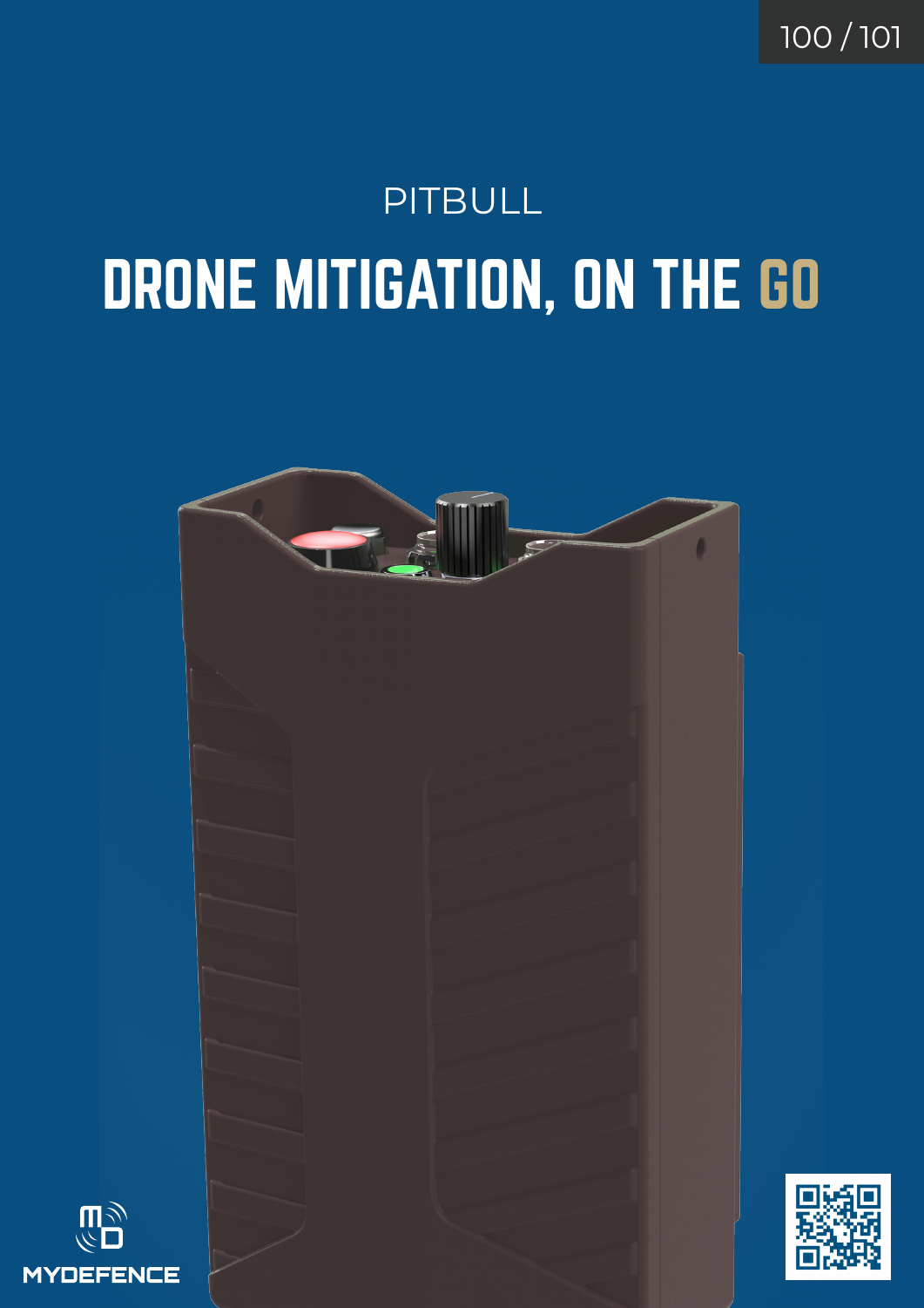PITBULL

# DRONE MITIGATION, ON THE GO

MYDEFENCE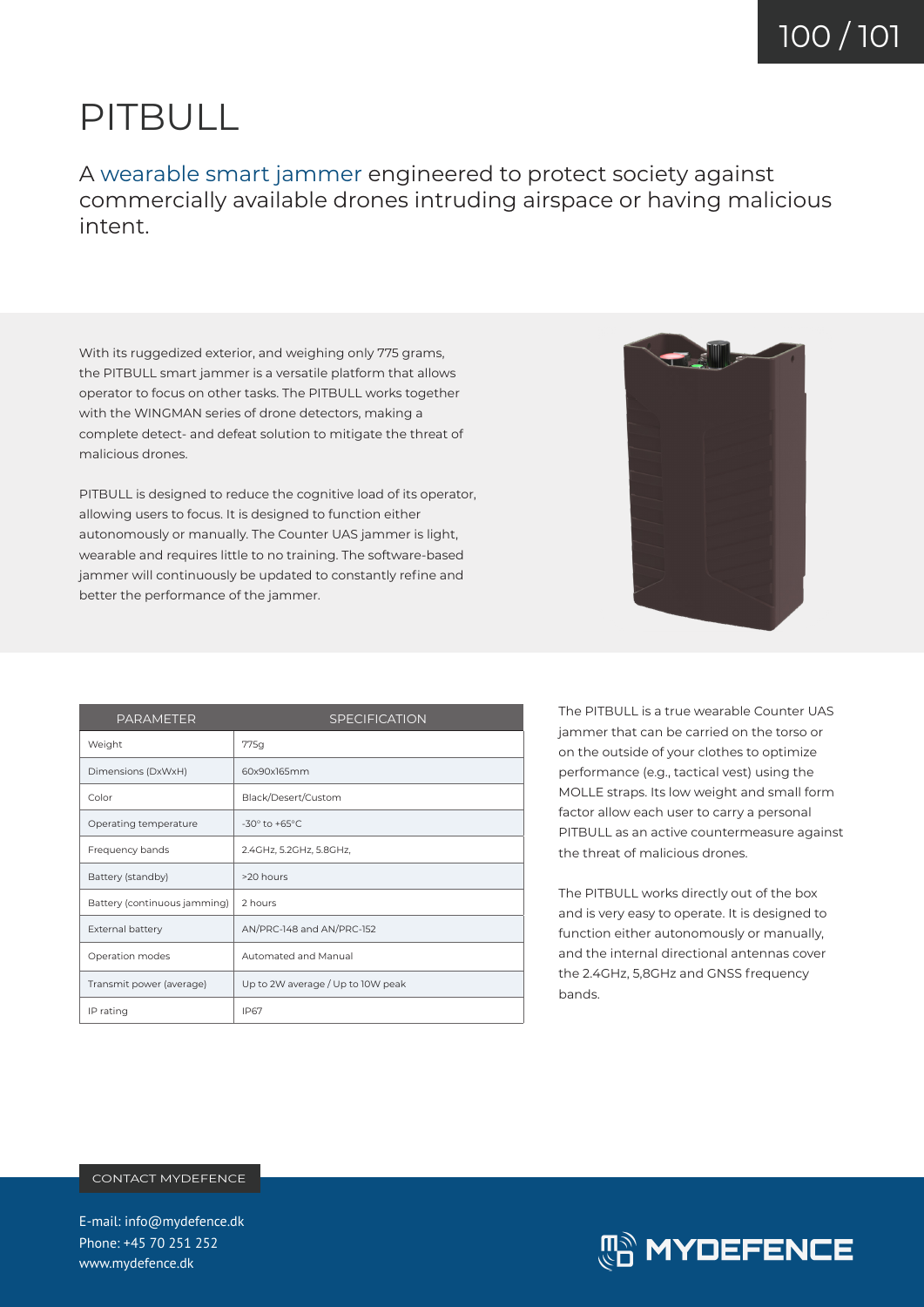# PITBULL

A wearable smart jammer engineered to protect society against commercially available drones intruding airspace or having malicious intent.

With its ruggedized exterior, and weighing only 775 grams, the PITBULL smart jammer is a versatile platform that allows operator to focus on other tasks. The PITBULL works together with the WINGMAN series of drone detectors, making a complete detect- and defeat solution to mitigate the threat of malicious drones.

PITBULL is designed to reduce the cognitive load of its operator, allowing users to focus. It is designed to function either autonomously or manually. The Counter UAS jammer is light, wearable and requires little to no training. The software-based jammer will continuously be updated to constantly refine and better the performance of the jammer.

| PARAMETER | SPECIFICATION |
|---|---|
| Weight | 775g |
| Dimensions (DxWxH) | 60x90x165mm |
| Color | Black/Desert/Custom |
| Operating temperature | -30° to +65°C |
| Frequency bands | 2.4GHz, 5.2GHz, 5.8GHz, |
| Battery (standby) | >20 hours |
| Battery (continuous jamming) | 2 hours |
| External battery | AN/PRC-148 and AN/PRC-152 |
| Operation modes | Automated and Manual |
| Transmit power (average) | Up to 2W average / Up to 10W peak |
| IP rating | IP67 |

The PITBULL is a true wearable Counter UAS jammer that can be carried on the torso or on the outside of your clothes to optimize performance (e.g., tactical vest) using the MOLLE straps. Its low weight and small form factor allow each user to carry a personal PITBULL as an active countermeasure against the threat of malicious drones.

The PITBULL works directly out of the box and is very easy to operate. It is designed to function either autonomously or manually, and the internal directional antennas cover the 2.4GHz, 5,8GHz and GNSS frequency bands.

CONTACT MYDEFENCE

E-mail: info@mydefence.dk
Phone: +45 70 251 252
www.mydefence.dk

MYDEFENCE